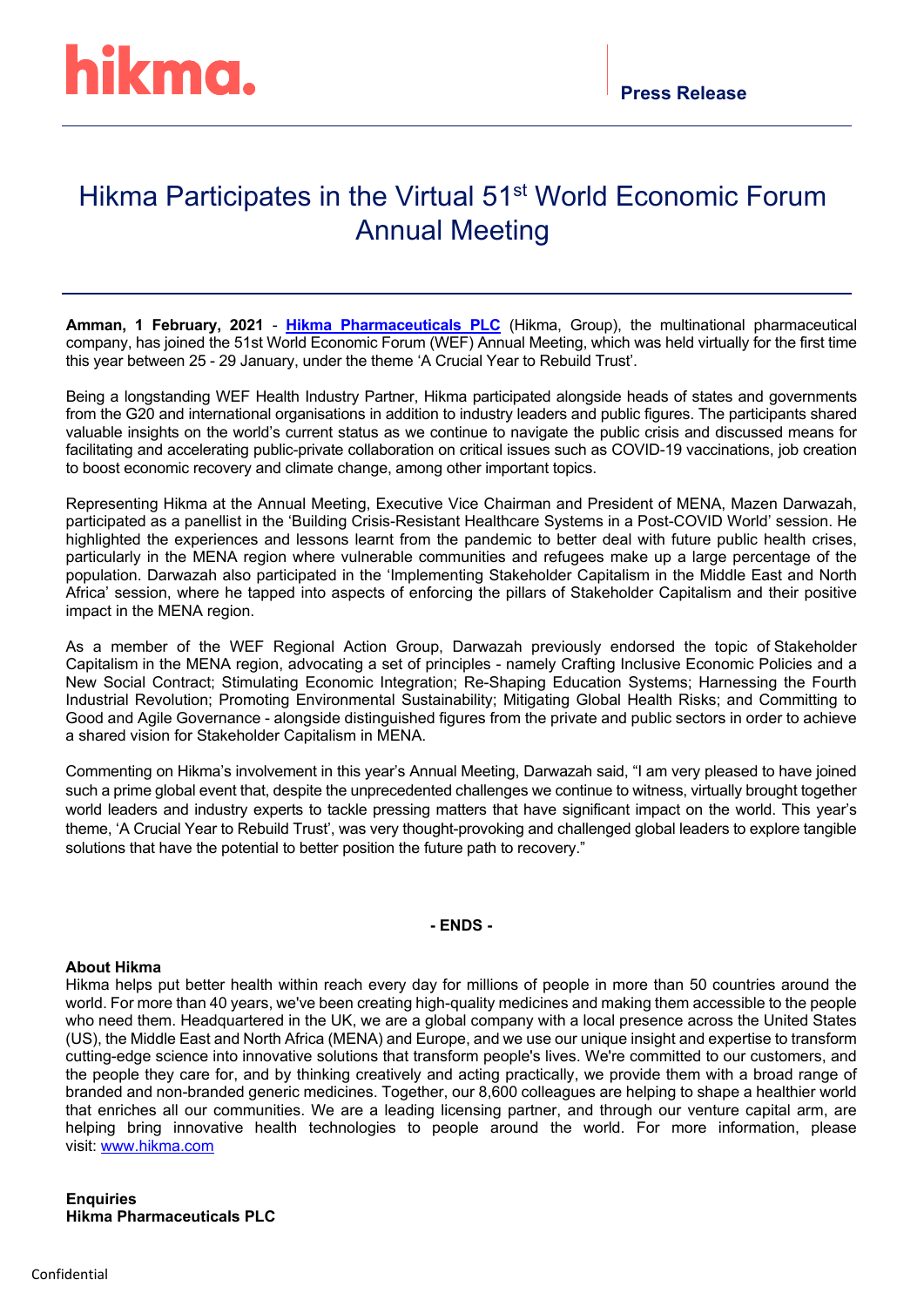hikma.

Press Release

# Hikma Participates in the Virtual 51st World Economic Forum Annual Meeting

**Amman, 1 February, 2021** - **[Hikma Pharmaceuticals PLC](https://www.hikma.com)** (Hikma, Group), the multinational pharmaceutical company, has joined the 51st World Economic Forum (WEF) Annual Meeting, which was held virtually for the first time this year between 25 - 29 January, under the theme 'A Crucial Year to Rebuild Trust'.

Being a longstanding WEF Health Industry Partner, Hikma participated alongside heads of states and governments from the G20 and international organisations in addition to industry leaders and public figures. The participants shared valuable insights on the world's current status as we continue to navigate the public crisis and discussed means for facilitating and accelerating public-private collaboration on critical issues such as COVID-19 vaccinations, job creation to boost economic recovery and climate change, among other important topics.

Representing Hikma at the Annual Meeting, Executive Vice Chairman and President of MENA, Mazen Darwazah, participated as a panellist in the 'Building Crisis-Resistant Healthcare Systems in a Post-COVID World' session. He highlighted the experiences and lessons learnt from the pandemic to better deal with future public health crises, particularly in the MENA region where vulnerable communities and refugees make up a large percentage of the population. Darwazah also participated in the 'Implementing Stakeholder Capitalism in the Middle East and North Africa' session, where he tapped into aspects of enforcing the pillars of Stakeholder Capitalism and their positive impact in the MENA region.

As a member of the WEF Regional Action Group, Darwazah previously endorsed the topic of Stakeholder Capitalism in the MENA region, advocating a set of principles - namely Crafting Inclusive Economic Policies and a New Social Contract; Stimulating Economic Integration; Re-Shaping Education Systems; Harnessing the Fourth Industrial Revolution; Promoting Environmental Sustainability; Mitigating Global Health Risks; and Committing to Good and Agile Governance - alongside distinguished figures from the private and public sectors in order to achieve a shared vision for Stakeholder Capitalism in MENA.

Commenting on Hikma's involvement in this year's Annual Meeting, Darwazah said, "I am very pleased to have joined such a prime global event that, despite the unprecedented challenges we continue to witness, virtually brought together world leaders and industry experts to tackle pressing matters that have significant impact on the world. This year's theme, 'A Crucial Year to Rebuild Trust', was very thought-provoking and challenged global leaders to explore tangible solutions that have the potential to better position the future path to recovery."

**- ENDS -**

**About Hikma**
Hikma helps put better health within reach every day for millions of people in more than 50 countries around the world. For more than 40 years, we've been creating high-quality medicines and making them accessible to the people who need them. Headquartered in the UK, we are a global company with a local presence across the United States (US), the Middle East and North Africa (MENA) and Europe, and we use our unique insight and expertise to transform cutting-edge science into innovative solutions that transform people's lives. We're committed to our customers, and the people they care for, and by thinking creatively and acting practically, we provide them with a broad range of branded and non-branded generic medicines. Together, our 8,600 colleagues are helping to shape a healthier world that enriches all our communities. We are a leading licensing partner, and through our venture capital arm, are helping bring innovative health technologies to people around the world. For more information, please visit: [www.hikma.com](http://www.hikma.com)

**Enquiries**
**Hikma Pharmaceuticals PLC**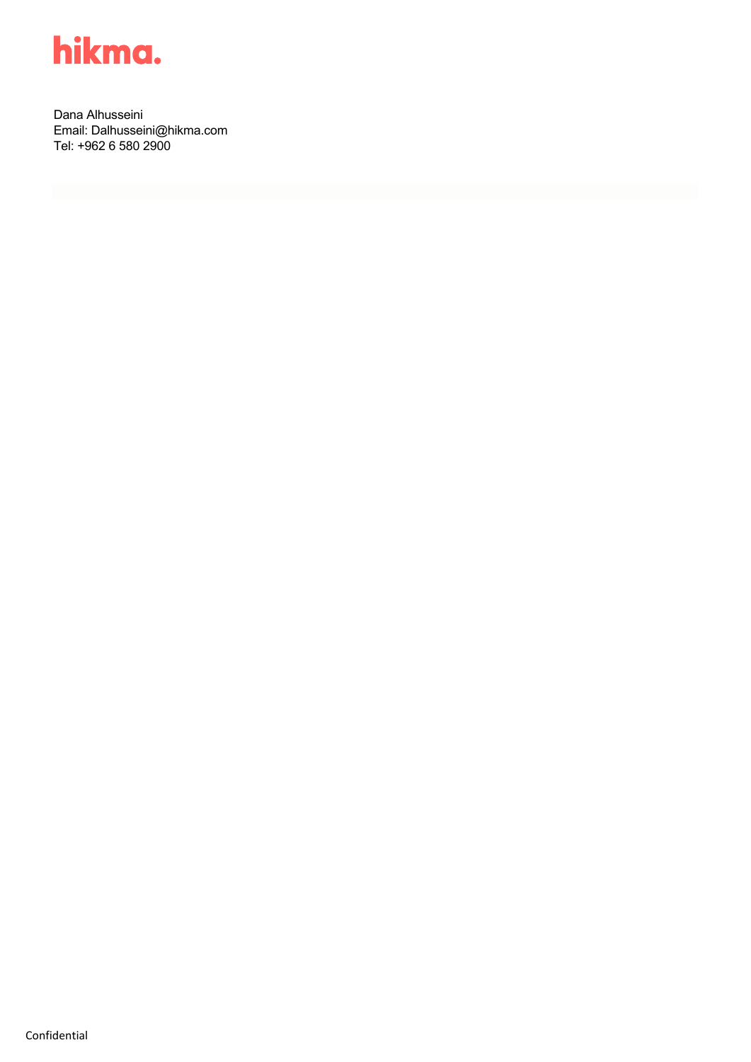hikma.

Dana Alhusseini
Email: Dalhusseini@hikma.com
Tel: +962 6 580 2900

Confidential